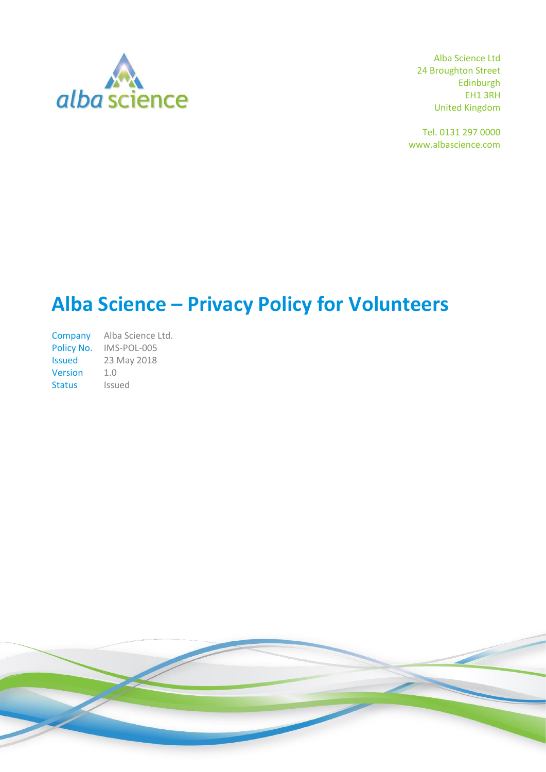alba science

Alba Science Ltd
24 Broughton Street
Edinburgh
EH1 3RH
United Kingdom

Tel. 0131 297 0000
www.albascience.com

# Alba Science – Privacy Policy for Volunteers

| | |
|---|---|
| Company | Alba Science Ltd. |
| Policy No. | IMS-POL-005 |
| Issued | 23 May 2018 |
| Version | 1.0 |
| Status | Issued |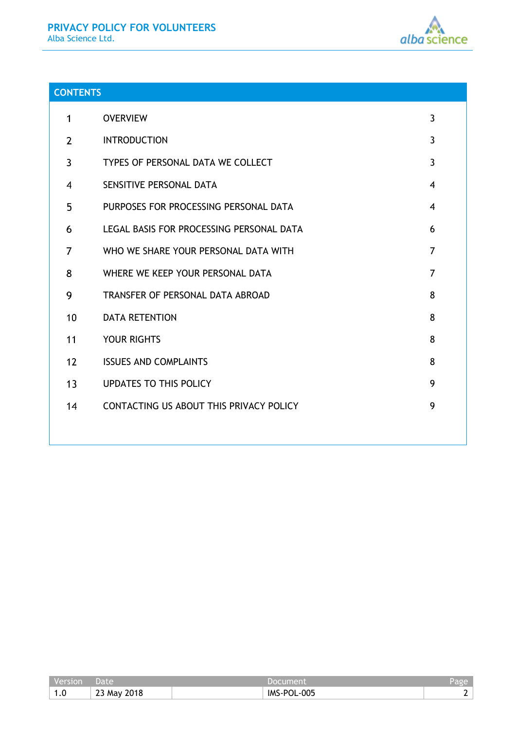## CONTENTS

| | | |
|---|---|---|
| 1 | OVERVIEW | 3 |
| 2 | INTRODUCTION | 3 |
| 3 | TYPES OF PERSONAL DATA WE COLLECT | 3 |
| 4 | SENSITIVE PERSONAL DATA | 4 |
| 5 | PURPOSES FOR PROCESSING PERSONAL DATA | 4 |
| 6 | LEGAL BASIS FOR PROCESSING PERSONAL DATA | 6 |
| 7 | WHO WE SHARE YOUR PERSONAL DATA WITH | 7 |
| 8 | WHERE WE KEEP YOUR PERSONAL DATA | 7 |
| 9 | TRANSFER OF PERSONAL DATA ABROAD | 8 |
| 10 | DATA RETENTION | 8 |
| 11 | YOUR RIGHTS | 8 |
| 12 | ISSUES AND COMPLAINTS | 8 |
| 13 | UPDATES TO THIS POLICY | 9 |
| 14 | CONTACTING US ABOUT THIS PRIVACY POLICY | 9 |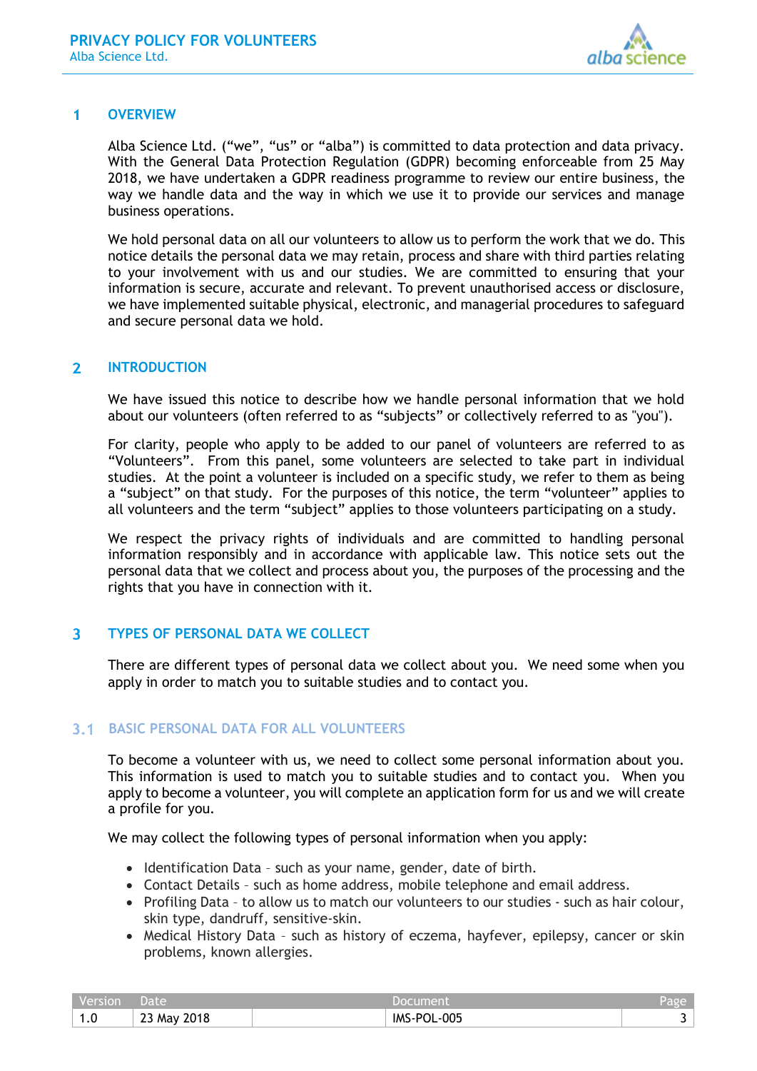## 1 OVERVIEW

Alba Science Ltd. ("we", "us" or "alba") is committed to data protection and data privacy. With the General Data Protection Regulation (GDPR) becoming enforceable from 25 May 2018, we have undertaken a GDPR readiness programme to review our entire business, the way we handle data and the way in which we use it to provide our services and manage business operations.

We hold personal data on all our volunteers to allow us to perform the work that we do. This notice details the personal data we may retain, process and share with third parties relating to your involvement with us and our studies. We are committed to ensuring that your information is secure, accurate and relevant. To prevent unauthorised access or disclosure, we have implemented suitable physical, electronic, and managerial procedures to safeguard and secure personal data we hold.

## 2 INTRODUCTION

We have issued this notice to describe how we handle personal information that we hold about our volunteers (often referred to as "subjects" or collectively referred to as "you").

For clarity, people who apply to be added to our panel of volunteers are referred to as "Volunteers". From this panel, some volunteers are selected to take part in individual studies. At the point a volunteer is included on a specific study, we refer to them as being a "subject" on that study. For the purposes of this notice, the term "volunteer" applies to all volunteers and the term "subject" applies to those volunteers participating on a study.

We respect the privacy rights of individuals and are committed to handling personal information responsibly and in accordance with applicable law. This notice sets out the personal data that we collect and process about you, the purposes of the processing and the rights that you have in connection with it.

## 3 TYPES OF PERSONAL DATA WE COLLECT

There are different types of personal data we collect about you. We need some when you apply in order to match you to suitable studies and to contact you.

### 3.1 BASIC PERSONAL DATA FOR ALL VOLUNTEERS

To become a volunteer with us, we need to collect some personal information about you. This information is used to match you to suitable studies and to contact you. When you apply to become a volunteer, you will complete an application form for us and we will create a profile for you.

We may collect the following types of personal information when you apply:

- Identification Data – such as your name, gender, date of birth.
- Contact Details – such as home address, mobile telephone and email address.
- Profiling Data – to allow us to match our volunteers to our studies - such as hair colour, skin type, dandruff, sensitive-skin.
- Medical History Data – such as history of eczema, hayfever, epilepsy, cancer or skin problems, known allergies.

| Version | Date | | Document |
|---|---|---|---|
| 1.0 | 23 May 2018 | | IMS-POL-005 |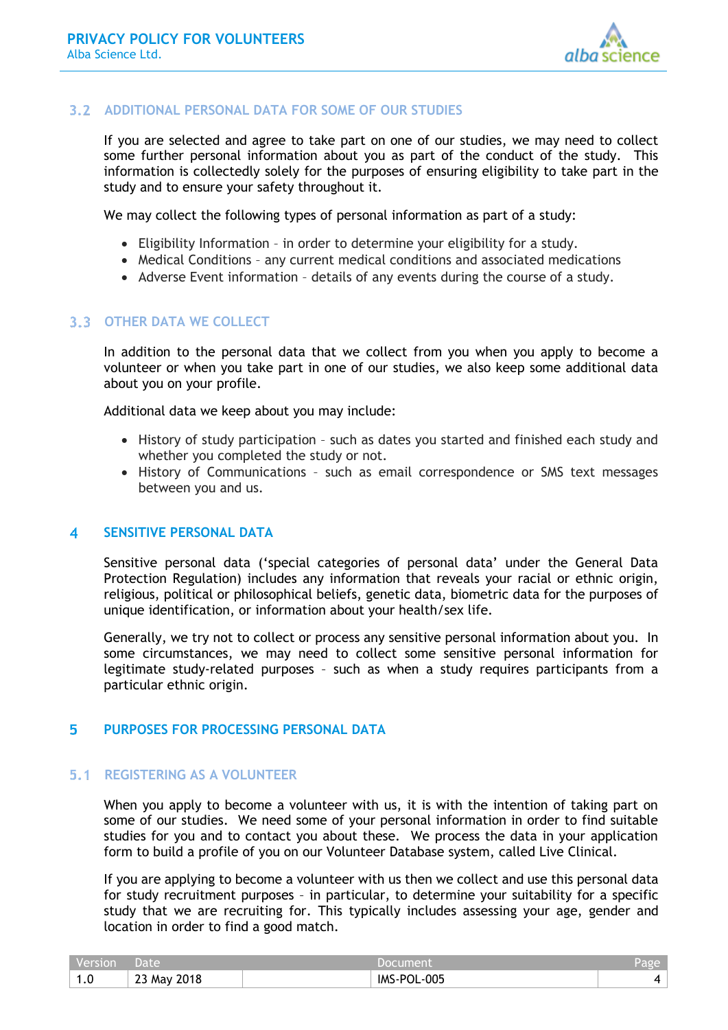### 3.2 ADDITIONAL PERSONAL DATA FOR SOME OF OUR STUDIES

If you are selected and agree to take part on one of our studies, we may need to collect some further personal information about you as part of the conduct of the study. This information is collectedly solely for the purposes of ensuring eligibility to take part in the study and to ensure your safety throughout it.

We may collect the following types of personal information as part of a study:

- Eligibility Information – in order to determine your eligibility for a study.
- Medical Conditions – any current medical conditions and associated medications
- Adverse Event information – details of any events during the course of a study.

### 3.3 OTHER DATA WE COLLECT

In addition to the personal data that we collect from you when you apply to become a volunteer or when you take part in one of our studies, we also keep some additional data about you on your profile.

Additional data we keep about you may include:

- History of study participation – such as dates you started and finished each study and whether you completed the study or not.
- History of Communications – such as email correspondence or SMS text messages between you and us.

## 4 SENSITIVE PERSONAL DATA

Sensitive personal data ('special categories of personal data' under the General Data Protection Regulation) includes any information that reveals your racial or ethnic origin, religious, political or philosophical beliefs, genetic data, biometric data for the purposes of unique identification, or information about your health/sex life.

Generally, we try not to collect or process any sensitive personal information about you. In some circumstances, we may need to collect some sensitive personal information for legitimate study-related purposes – such as when a study requires participants from a particular ethnic origin.

## 5 PURPOSES FOR PROCESSING PERSONAL DATA

### 5.1 REGISTERING AS A VOLUNTEER

When you apply to become a volunteer with us, it is with the intention of taking part on some of our studies. We need some of your personal information in order to find suitable studies for you and to contact you about these. We process the data in your application form to build a profile of you on our Volunteer Database system, called Live Clinical.

If you are applying to become a volunteer with us then we collect and use this personal data for study recruitment purposes – in particular, to determine your suitability for a specific study that we are recruiting for. This typically includes assessing your age, gender and location in order to find a good match.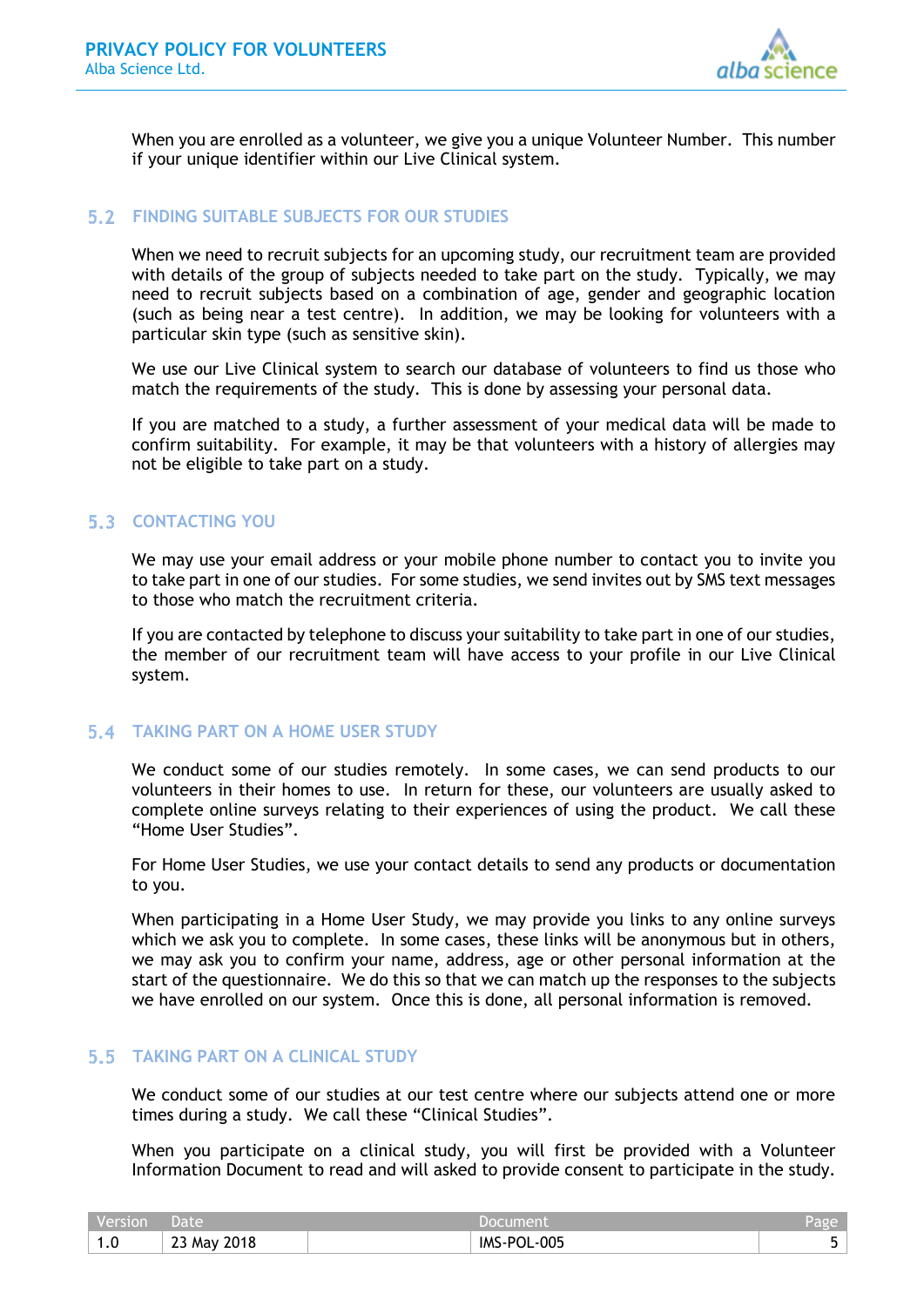When you are enrolled as a volunteer, we give you a unique Volunteer Number. This number if your unique identifier within our Live Clinical system.

## 5.2 FINDING SUITABLE SUBJECTS FOR OUR STUDIES

When we need to recruit subjects for an upcoming study, our recruitment team are provided with details of the group of subjects needed to take part on the study. Typically, we may need to recruit subjects based on a combination of age, gender and geographic location (such as being near a test centre). In addition, we may be looking for volunteers with a particular skin type (such as sensitive skin).

We use our Live Clinical system to search our database of volunteers to find us those who match the requirements of the study. This is done by assessing your personal data.

If you are matched to a study, a further assessment of your medical data will be made to confirm suitability. For example, it may be that volunteers with a history of allergies may not be eligible to take part on a study.

## 5.3 CONTACTING YOU

We may use your email address or your mobile phone number to contact you to invite you to take part in one of our studies. For some studies, we send invites out by SMS text messages to those who match the recruitment criteria.

If you are contacted by telephone to discuss your suitability to take part in one of our studies, the member of our recruitment team will have access to your profile in our Live Clinical system.

## 5.4 TAKING PART ON A HOME USER STUDY

We conduct some of our studies remotely. In some cases, we can send products to our volunteers in their homes to use. In return for these, our volunteers are usually asked to complete online surveys relating to their experiences of using the product. We call these "Home User Studies".

For Home User Studies, we use your contact details to send any products or documentation to you.

When participating in a Home User Study, we may provide you links to any online surveys which we ask you to complete. In some cases, these links will be anonymous but in others, we may ask you to confirm your name, address, age or other personal information at the start of the questionnaire. We do this so that we can match up the responses to the subjects we have enrolled on our system. Once this is done, all personal information is removed.

## 5.5 TAKING PART ON A CLINICAL STUDY

We conduct some of our studies at our test centre where our subjects attend one or more times during a study. We call these "Clinical Studies".

When you participate on a clinical study, you will first be provided with a Volunteer Information Document to read and will asked to provide consent to participate in the study.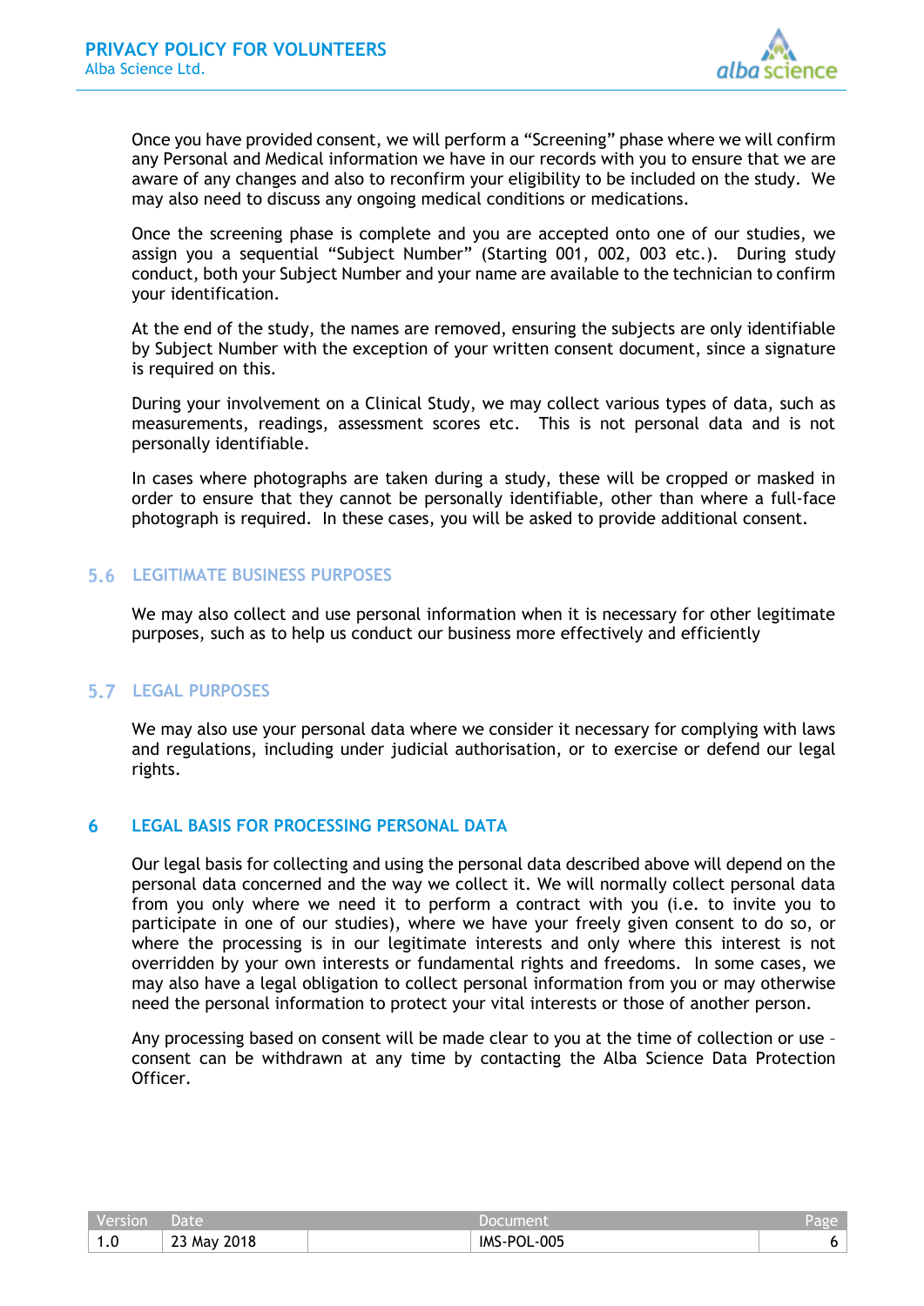Once you have provided consent, we will perform a "Screening" phase where we will confirm any Personal and Medical information we have in our records with you to ensure that we are aware of any changes and also to reconfirm your eligibility to be included on the study. We may also need to discuss any ongoing medical conditions or medications.

Once the screening phase is complete and you are accepted onto one of our studies, we assign you a sequential "Subject Number" (Starting 001, 002, 003 etc.). During study conduct, both your Subject Number and your name are available to the technician to confirm your identification.

At the end of the study, the names are removed, ensuring the subjects are only identifiable by Subject Number with the exception of your written consent document, since a signature is required on this.

During your involvement on a Clinical Study, we may collect various types of data, such as measurements, readings, assessment scores etc. This is not personal data and is not personally identifiable.

In cases where photographs are taken during a study, these will be cropped or masked in order to ensure that they cannot be personally identifiable, other than where a full-face photograph is required. In these cases, you will be asked to provide additional consent.

### 5.6 LEGITIMATE BUSINESS PURPOSES

We may also collect and use personal information when it is necessary for other legitimate purposes, such as to help us conduct our business more effectively and efficiently

### 5.7 LEGAL PURPOSES

We may also use your personal data where we consider it necessary for complying with laws and regulations, including under judicial authorisation, or to exercise or defend our legal rights.

## 6 LEGAL BASIS FOR PROCESSING PERSONAL DATA

Our legal basis for collecting and using the personal data described above will depend on the personal data concerned and the way we collect it. We will normally collect personal data from you only where we need it to perform a contract with you (i.e. to invite you to participate in one of our studies), where we have your freely given consent to do so, or where the processing is in our legitimate interests and only where this interest is not overridden by your own interests or fundamental rights and freedoms. In some cases, we may also have a legal obligation to collect personal information from you or may otherwise need the personal information to protect your vital interests or those of another person.

Any processing based on consent will be made clear to you at the time of collection or use – consent can be withdrawn at any time by contacting the Alba Science Data Protection Officer.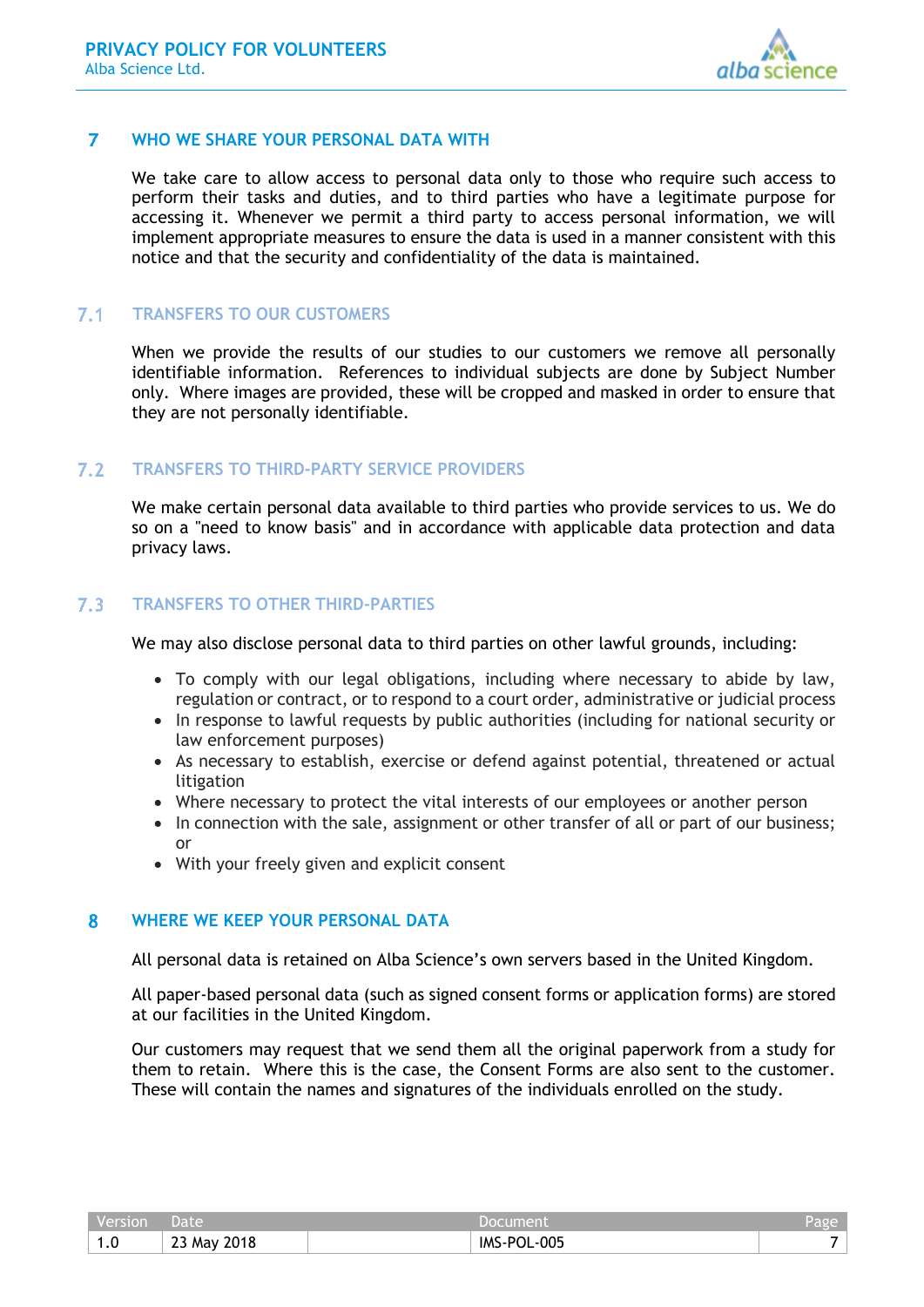## 7 WHO WE SHARE YOUR PERSONAL DATA WITH

We take care to allow access to personal data only to those who require such access to perform their tasks and duties, and to third parties who have a legitimate purpose for accessing it. Whenever we permit a third party to access personal information, we will implement appropriate measures to ensure the data is used in a manner consistent with this notice and that the security and confidentiality of the data is maintained.

### 7.1 TRANSFERS TO OUR CUSTOMERS

When we provide the results of our studies to our customers we remove all personally identifiable information. References to individual subjects are done by Subject Number only. Where images are provided, these will be cropped and masked in order to ensure that they are not personally identifiable.

### 7.2 TRANSFERS TO THIRD-PARTY SERVICE PROVIDERS

We make certain personal data available to third parties who provide services to us. We do so on a "need to know basis" and in accordance with applicable data protection and data privacy laws.

### 7.3 TRANSFERS TO OTHER THIRD-PARTIES

We may also disclose personal data to third parties on other lawful grounds, including:

- To comply with our legal obligations, including where necessary to abide by law, regulation or contract, or to respond to a court order, administrative or judicial process
- In response to lawful requests by public authorities (including for national security or law enforcement purposes)
- As necessary to establish, exercise or defend against potential, threatened or actual litigation
- Where necessary to protect the vital interests of our employees or another person
- In connection with the sale, assignment or other transfer of all or part of our business; or
- With your freely given and explicit consent

## 8 WHERE WE KEEP YOUR PERSONAL DATA

All personal data is retained on Alba Science's own servers based in the United Kingdom.

All paper-based personal data (such as signed consent forms or application forms) are stored at our facilities in the United Kingdom.

Our customers may request that we send them all the original paperwork from a study for them to retain. Where this is the case, the Consent Forms are also sent to the customer. These will contain the names and signatures of the individuals enrolled on the study.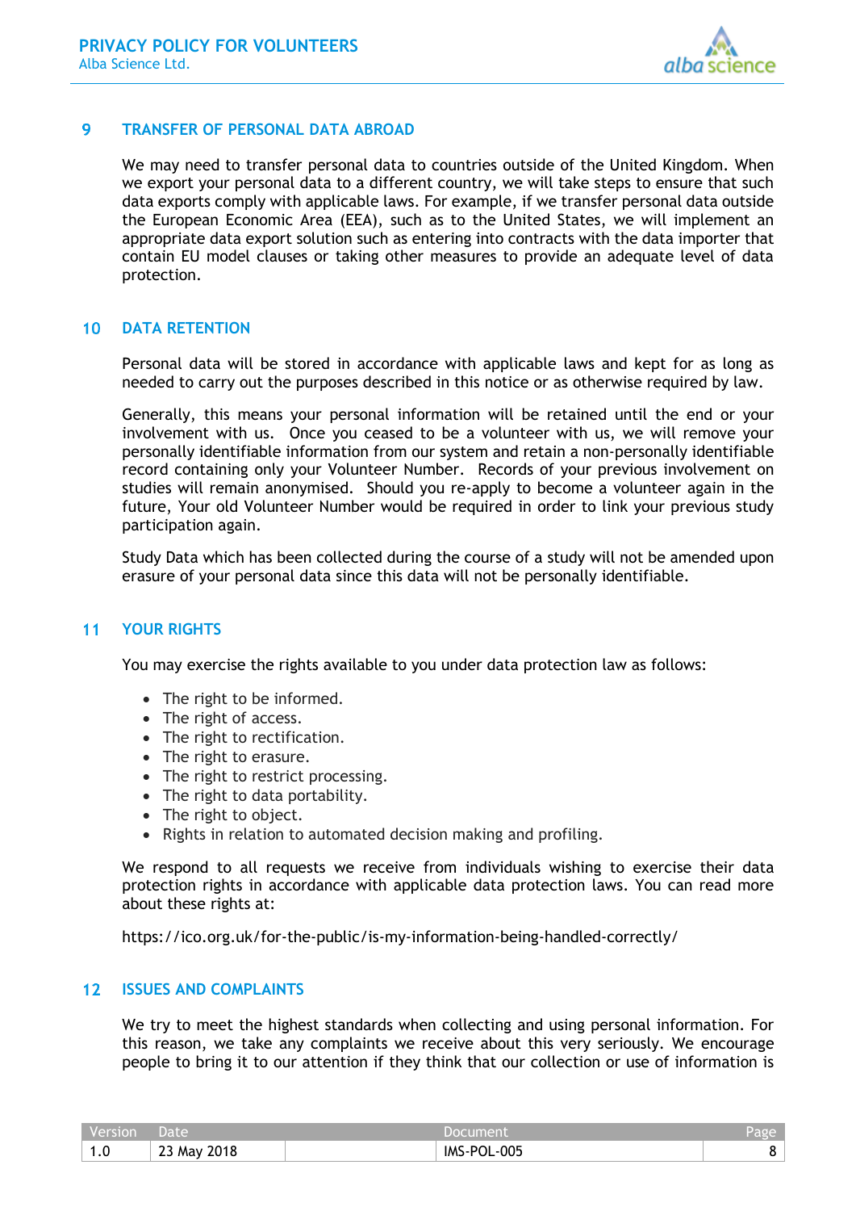## 9 TRANSFER OF PERSONAL DATA ABROAD

We may need to transfer personal data to countries outside of the United Kingdom. When we export your personal data to a different country, we will take steps to ensure that such data exports comply with applicable laws. For example, if we transfer personal data outside the European Economic Area (EEA), such as to the United States, we will implement an appropriate data export solution such as entering into contracts with the data importer that contain EU model clauses or taking other measures to provide an adequate level of data protection.

## 10 DATA RETENTION

Personal data will be stored in accordance with applicable laws and kept for as long as needed to carry out the purposes described in this notice or as otherwise required by law.

Generally, this means your personal information will be retained until the end or your involvement with us. Once you ceased to be a volunteer with us, we will remove your personally identifiable information from our system and retain a non-personally identifiable record containing only your Volunteer Number. Records of your previous involvement on studies will remain anonymised. Should you re-apply to become a volunteer again in the future, Your old Volunteer Number would be required in order to link your previous study participation again.

Study Data which has been collected during the course of a study will not be amended upon erasure of your personal data since this data will not be personally identifiable.

## 11 YOUR RIGHTS

You may exercise the rights available to you under data protection law as follows:

- The right to be informed.
- The right of access.
- The right to rectification.
- The right to erasure.
- The right to restrict processing.
- The right to data portability.
- The right to object.
- Rights in relation to automated decision making and profiling.

We respond to all requests we receive from individuals wishing to exercise their data protection rights in accordance with applicable data protection laws. You can read more about these rights at:

https://ico.org.uk/for-the-public/is-my-information-being-handled-correctly/

## 12 ISSUES AND COMPLAINTS

We try to meet the highest standards when collecting and using personal information. For this reason, we take any complaints we receive about this very seriously. We encourage people to bring it to our attention if they think that our collection or use of information is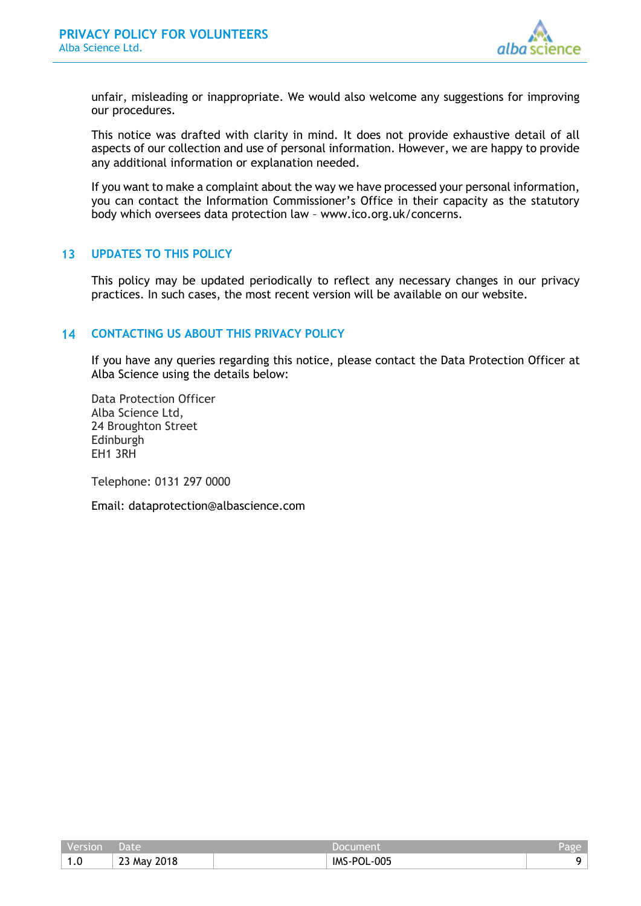unfair, misleading or inappropriate. We would also welcome any suggestions for improving our procedures.

This notice was drafted with clarity in mind. It does not provide exhaustive detail of all aspects of our collection and use of personal information. However, we are happy to provide any additional information or explanation needed.

If you want to make a complaint about the way we have processed your personal information, you can contact the Information Commissioner's Office in their capacity as the statutory body which oversees data protection law – www.ico.org.uk/concerns.

## 13 UPDATES TO THIS POLICY

This policy may be updated periodically to reflect any necessary changes in our privacy practices. In such cases, the most recent version will be available on our website.

## 14 CONTACTING US ABOUT THIS PRIVACY POLICY

If you have any queries regarding this notice, please contact the Data Protection Officer at Alba Science using the details below:

Data Protection Officer
Alba Science Ltd,
24 Broughton Street
Edinburgh
EH1 3RH

Telephone: 0131 297 0000

Email: dataprotection@albascience.com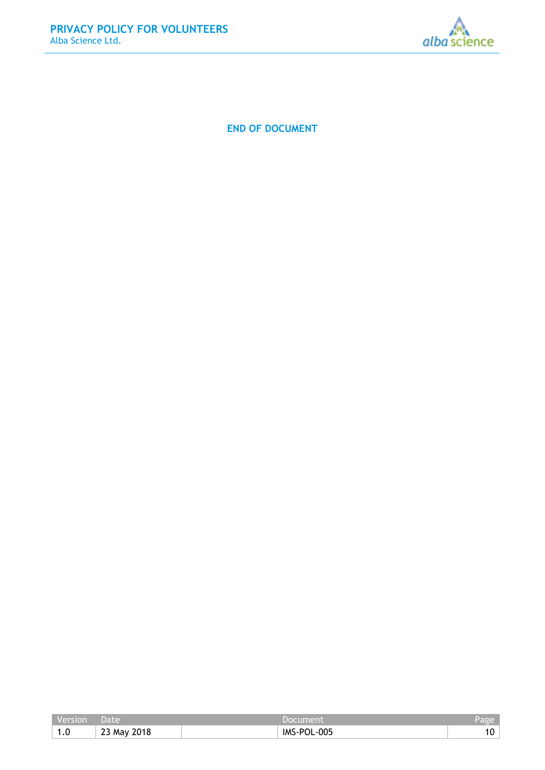**END OF DOCUMENT**